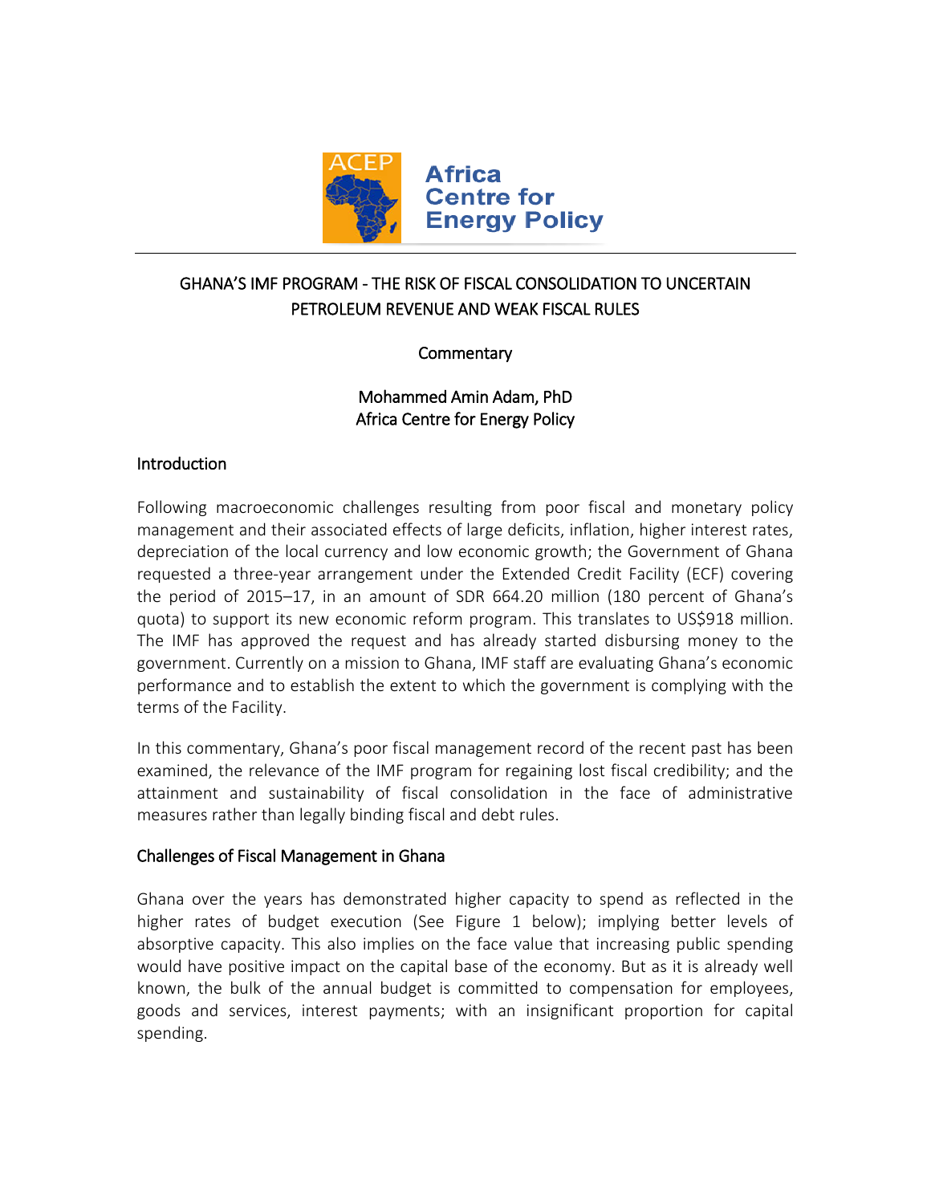Africa Centre for Energy Policy

# GHANA'S IMF PROGRAM - THE RISK OF FISCAL CONSOLIDATION TO UNCERTAIN PETROLEUM REVENUE AND WEAK FISCAL RULES

Commentary

Mohammed Amin Adam, PhD
Africa Centre for Energy Policy

## Introduction

Following macroeconomic challenges resulting from poor fiscal and monetary policy management and their associated effects of large deficits, inflation, higher interest rates, depreciation of the local currency and low economic growth; the Government of Ghana requested a three-year arrangement under the Extended Credit Facility (ECF) covering the period of 2015–17, in an amount of SDR 664.20 million (180 percent of Ghana's quota) to support its new economic reform program. This translates to US$918 million. The IMF has approved the request and has already started disbursing money to the government. Currently on a mission to Ghana, IMF staff are evaluating Ghana's economic performance and to establish the extent to which the government is complying with the terms of the Facility.

In this commentary, Ghana's poor fiscal management record of the recent past has been examined, the relevance of the IMF program for regaining lost fiscal credibility; and the attainment and sustainability of fiscal consolidation in the face of administrative measures rather than legally binding fiscal and debt rules.

## Challenges of Fiscal Management in Ghana

Ghana over the years has demonstrated higher capacity to spend as reflected in the higher rates of budget execution (See Figure 1 below); implying better levels of absorptive capacity. This also implies on the face value that increasing public spending would have positive impact on the capital base of the economy. But as it is already well known, the bulk of the annual budget is committed to compensation for employees, goods and services, interest payments; with an insignificant proportion for capital spending.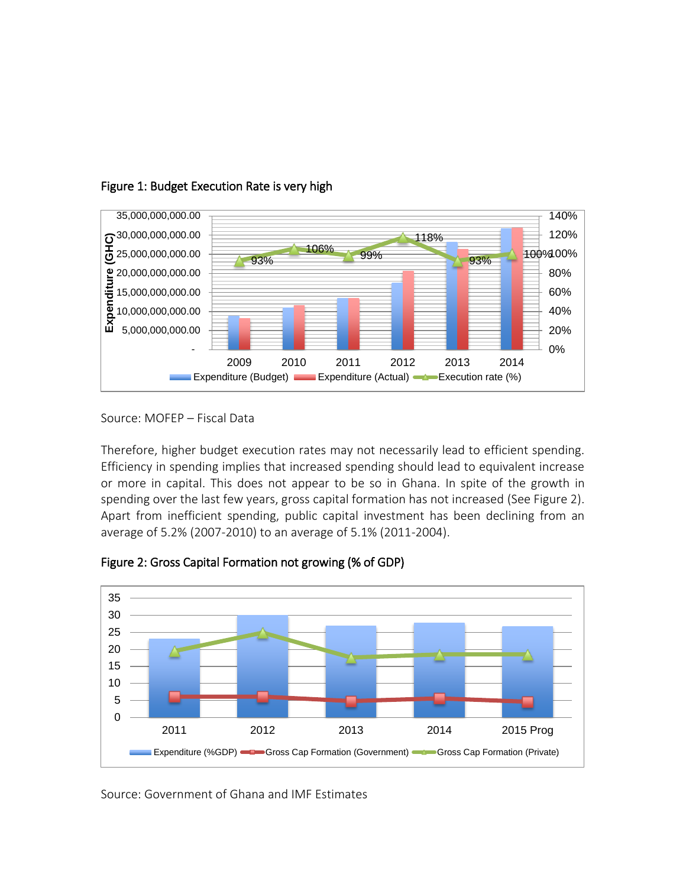Figure 1: Budget Execution Rate is very high

Source: MOFEP – Fiscal Data

Therefore, higher budget execution rates may not necessarily lead to efficient spending. Efficiency in spending implies that increased spending should lead to equivalent increase or more in capital. This does not appear to be so in Ghana. In spite of the growth in spending over the last few years, gross capital formation has not increased (See Figure 2). Apart from inefficient spending, public capital investment has been declining from an average of 5.2% (2007-2010) to an average of 5.1% (2011-2004).

Figure 2: Gross Capital Formation not growing (% of GDP)

Source: Government of Ghana and IMF Estimates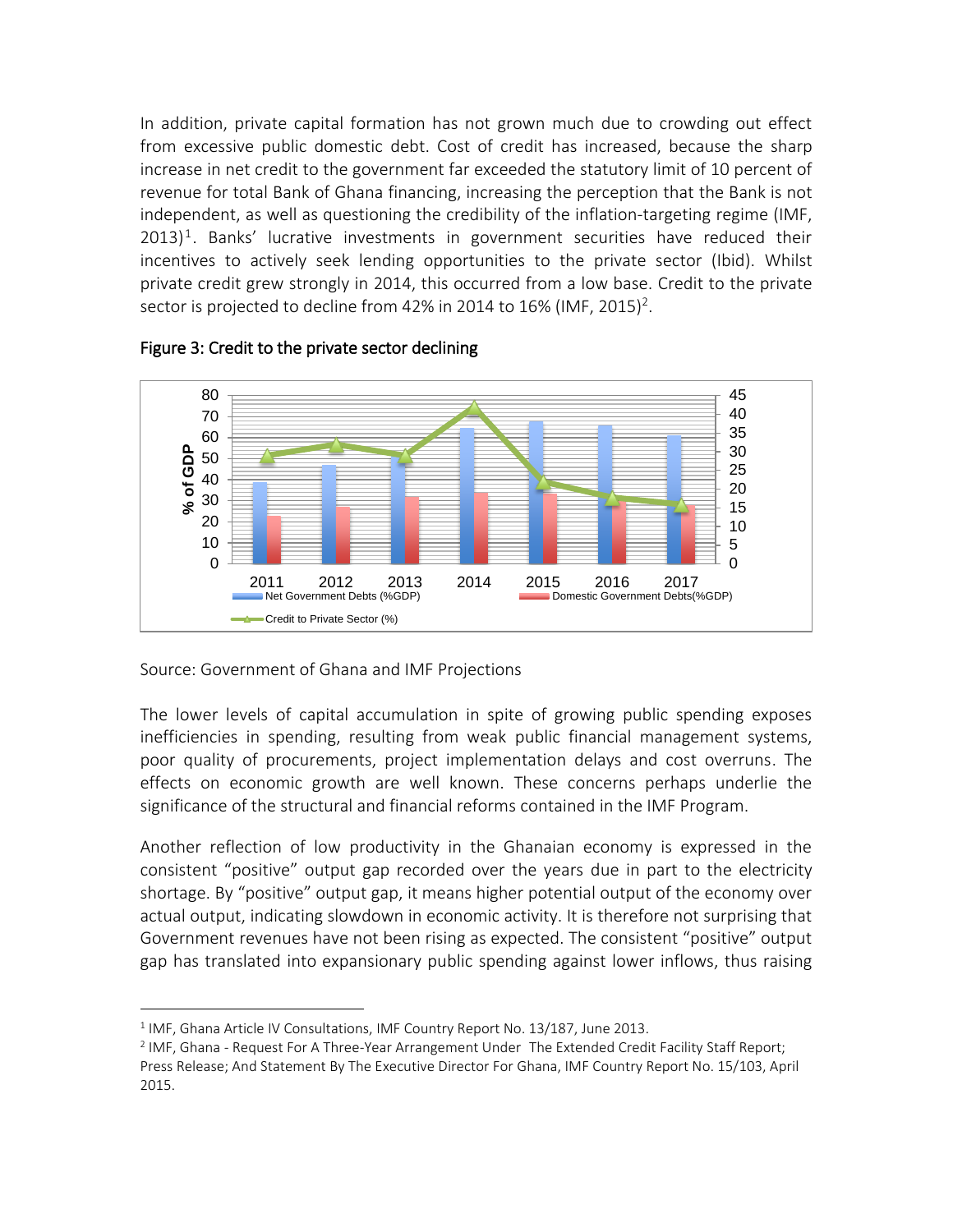In addition, private capital formation has not grown much due to crowding out effect from excessive public domestic debt. Cost of credit has increased, because the sharp increase in net credit to the government far exceeded the statutory limit of 10 percent of revenue for total Bank of Ghana financing, increasing the perception that the Bank is not independent, as well as questioning the credibility of the inflation-targeting regime (IMF, 2013)[1]. Banks' lucrative investments in government securities have reduced their incentives to actively seek lending opportunities to the private sector (Ibid). Whilst private credit grew strongly in 2014, this occurred from a low base. Credit to the private sector is projected to decline from 42% in 2014 to 16% (IMF, 2015)[2].

Figure 3: Credit to the private sector declining

% of GDP

80
70
60
50
40
30
20
10
0

45
40
35
30
25
20
15
10
5
0

2011 2012 2013 2014 2015 2016 2017

Net Government Debts (%GDP)
Domestic Government Debts(%GDP)
Credit to Private Sector (%)

Source: Government of Ghana and IMF Projections

The lower levels of capital accumulation in spite of growing public spending exposes inefficiencies in spending, resulting from weak public financial management systems, poor quality of procurements, project implementation delays and cost overruns. The effects on economic growth are well known. These concerns perhaps underlie the significance of the structural and financial reforms contained in the IMF Program.

Another reflection of low productivity in the Ghanaian economy is expressed in the consistent "positive" output gap recorded over the years due in part to the electricity shortage. By "positive" output gap, it means higher potential output of the economy over actual output, indicating slowdown in economic activity. It is therefore not surprising that Government revenues have not been rising as expected. The consistent "positive" output gap has translated into expansionary public spending against lower inflows, thus raising

[1] IMF, Ghana Article IV Consultations, IMF Country Report No. 13/187, June 2013.

[2] IMF, Ghana - Request For A Three-Year Arrangement Under The Extended Credit Facility Staff Report; Press Release; And Statement By The Executive Director For Ghana, IMF Country Report No. 15/103, April 2015.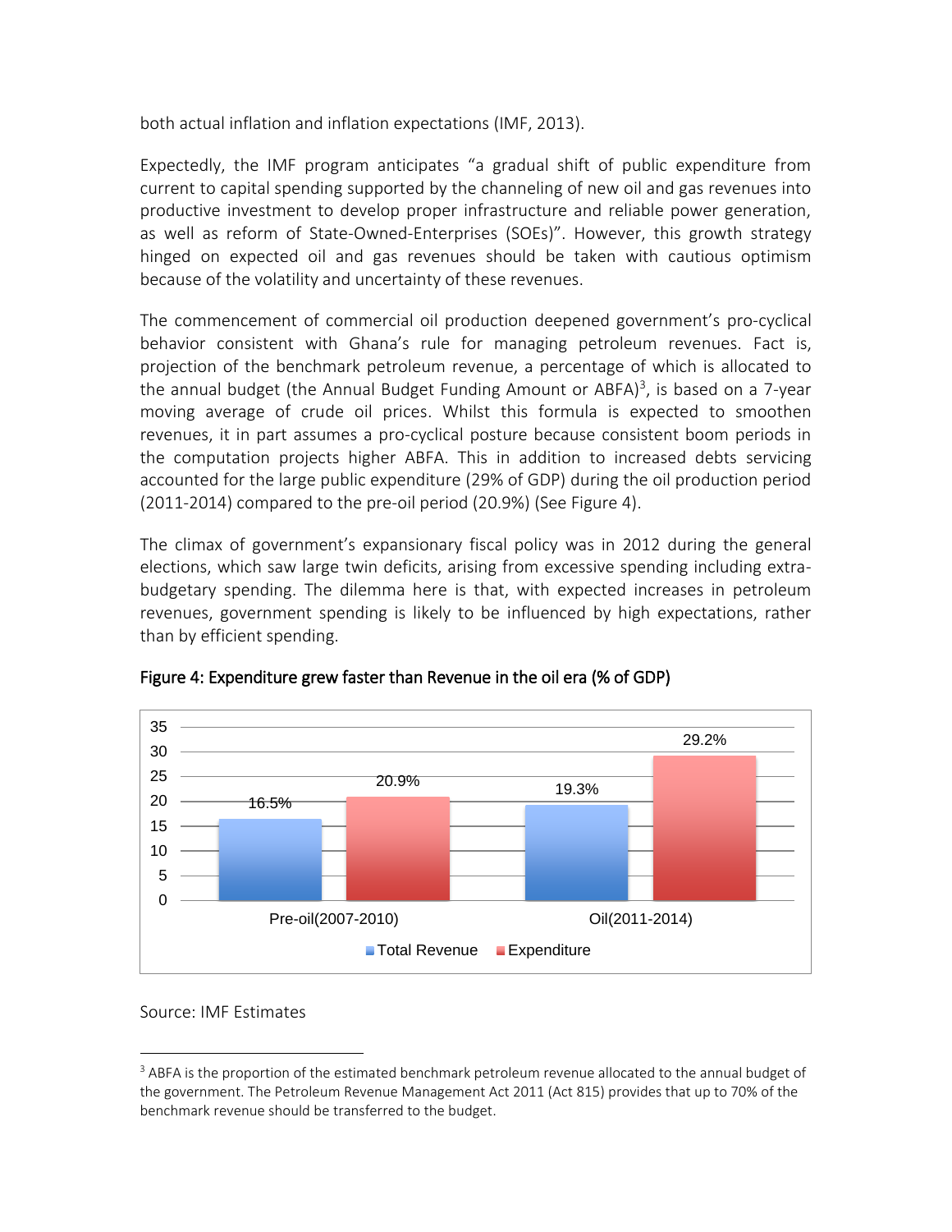both actual inflation and inflation expectations (IMF, 2013).

Expectedly, the IMF program anticipates "a gradual shift of public expenditure from current to capital spending supported by the channeling of new oil and gas revenues into productive investment to develop proper infrastructure and reliable power generation, as well as reform of State-Owned-Enterprises (SOEs)". However, this growth strategy hinged on expected oil and gas revenues should be taken with cautious optimism because of the volatility and uncertainty of these revenues.

The commencement of commercial oil production deepened government's pro-cyclical behavior consistent with Ghana's rule for managing petroleum revenues. Fact is, projection of the benchmark petroleum revenue, a percentage of which is allocated to the annual budget (the Annual Budget Funding Amount or ABFA)[3], is based on a 7-year moving average of crude oil prices. Whilst this formula is expected to smoothen revenues, it in part assumes a pro-cyclical posture because consistent boom periods in the computation projects higher ABFA. This in addition to increased debts servicing accounted for the large public expenditure (29% of GDP) during the oil production period (2011-2014) compared to the pre-oil period (20.9%) (See Figure 4).

The climax of government's expansionary fiscal policy was in 2012 during the general elections, which saw large twin deficits, arising from excessive spending including extra-budgetary spending. The dilemma here is that, with expected increases in petroleum revenues, government spending is likely to be influenced by high expectations, rather than by efficient spending.

**Figure 4: Expenditure grew faster than Revenue in the oil era (% of GDP)**

35
30
25
20
15
10
5
0

16.5%
20.9%
19.3%
29.2%

Pre-oil(2007-2010)
Oil(2011-2014)

Total Revenue
Expenditure

Source: IMF Estimates

---

[3] ABFA is the proportion of the estimated benchmark petroleum revenue allocated to the annual budget of the government. The Petroleum Revenue Management Act 2011 (Act 815) provides that up to 70% of the benchmark revenue should be transferred to the budget.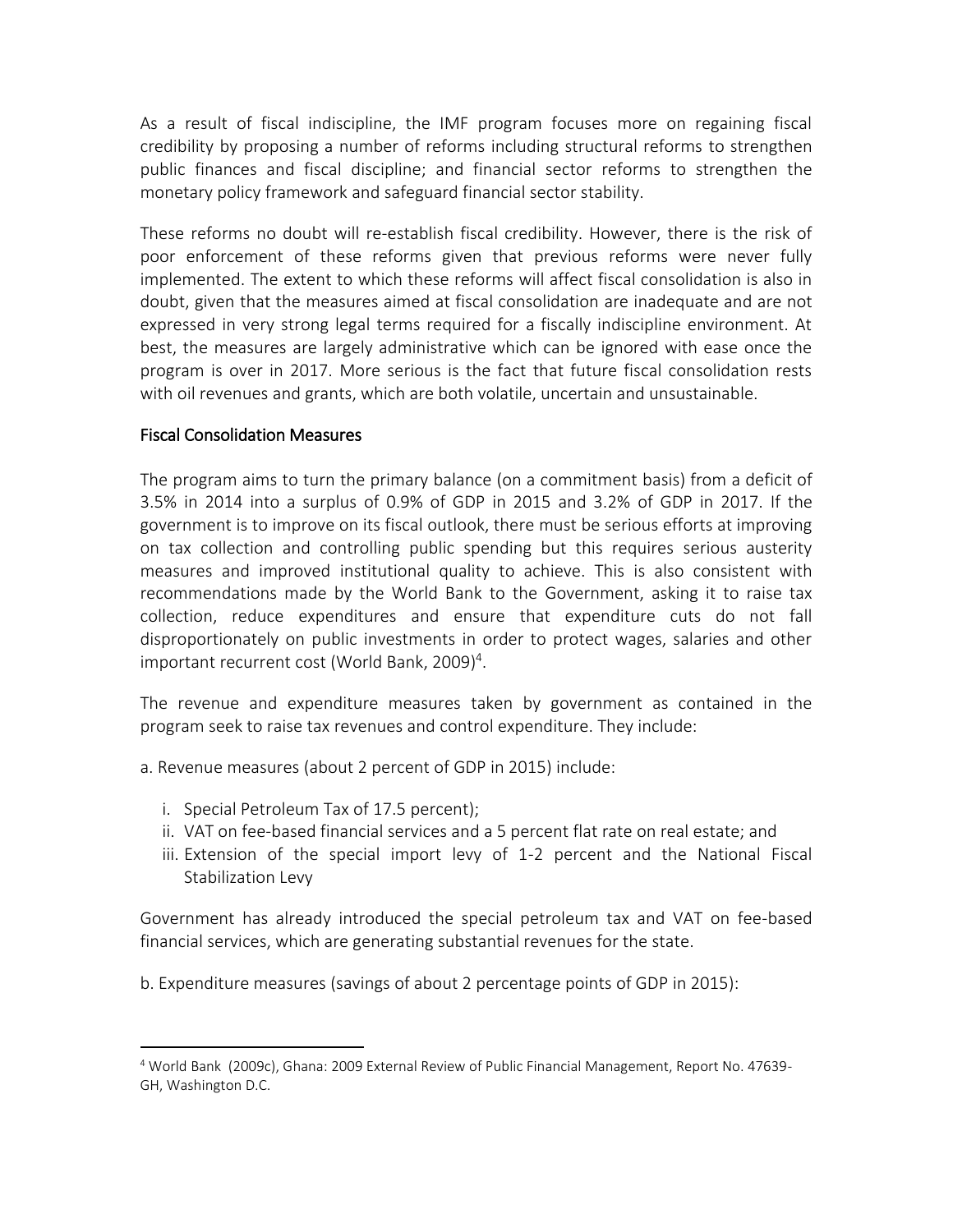As a result of fiscal indiscipline, the IMF program focuses more on regaining fiscal credibility by proposing a number of reforms including structural reforms to strengthen public finances and fiscal discipline; and financial sector reforms to strengthen the monetary policy framework and safeguard financial sector stability.

These reforms no doubt will re-establish fiscal credibility. However, there is the risk of poor enforcement of these reforms given that previous reforms were never fully implemented. The extent to which these reforms will affect fiscal consolidation is also in doubt, given that the measures aimed at fiscal consolidation are inadequate and are not expressed in very strong legal terms required for a fiscally indiscipline environment. At best, the measures are largely administrative which can be ignored with ease once the program is over in 2017. More serious is the fact that future fiscal consolidation rests with oil revenues and grants, which are both volatile, uncertain and unsustainable.

## Fiscal Consolidation Measures

The program aims to turn the primary balance (on a commitment basis) from a deficit of 3.5% in 2014 into a surplus of 0.9% of GDP in 2015 and 3.2% of GDP in 2017. If the government is to improve on its fiscal outlook, there must be serious efforts at improving on tax collection and controlling public spending but this requires serious austerity measures and improved institutional quality to achieve. This is also consistent with recommendations made by the World Bank to the Government, asking it to raise tax collection, reduce expenditures and ensure that expenditure cuts do not fall disproportionately on public investments in order to protect wages, salaries and other important recurrent cost (World Bank, 2009)[4].

The revenue and expenditure measures taken by government as contained in the program seek to raise tax revenues and control expenditure. They include:

a. Revenue measures (about 2 percent of GDP in 2015) include:

i. Special Petroleum Tax of 17.5 percent);
ii. VAT on fee-based financial services and a 5 percent flat rate on real estate; and
iii. Extension of the special import levy of 1-2 percent and the National Fiscal Stabilization Levy

Government has already introduced the special petroleum tax and VAT on fee-based financial services, which are generating substantial revenues for the state.

b. Expenditure measures (savings of about 2 percentage points of GDP in 2015):

---

[4] World Bank (2009c), Ghana: 2009 External Review of Public Financial Management, Report No. 47639-GH, Washington D.C.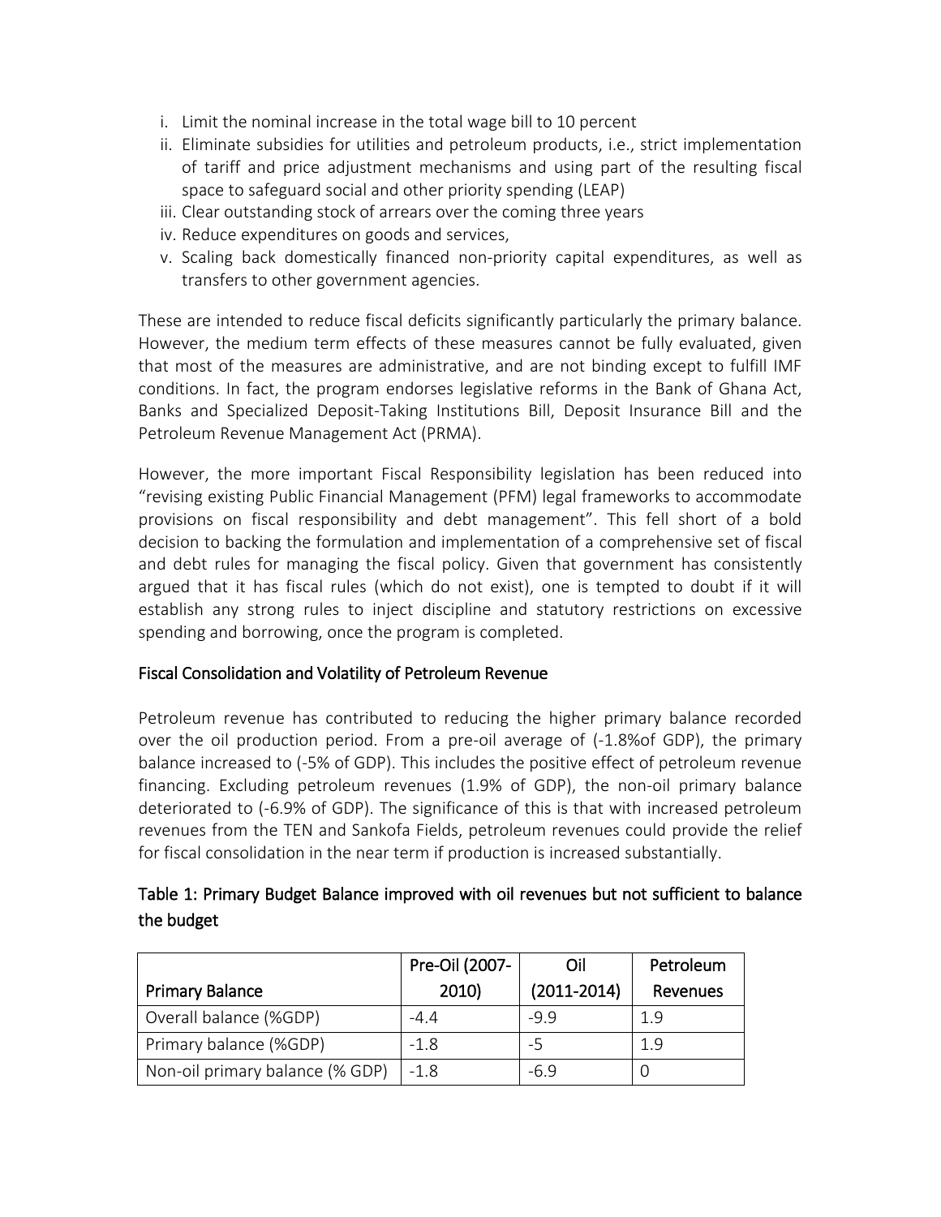i. Limit the nominal increase in the total wage bill to 10 percent
ii. Eliminate subsidies for utilities and petroleum products, i.e., strict implementation of tariff and price adjustment mechanisms and using part of the resulting fiscal space to safeguard social and other priority spending (LEAP)
iii. Clear outstanding stock of arrears over the coming three years
iv. Reduce expenditures on goods and services,
v. Scaling back domestically financed non-priority capital expenditures, as well as transfers to other government agencies.

These are intended to reduce fiscal deficits significantly particularly the primary balance. However, the medium term effects of these measures cannot be fully evaluated, given that most of the measures are administrative, and are not binding except to fulfill IMF conditions. In fact, the program endorses legislative reforms in the Bank of Ghana Act, Banks and Specialized Deposit-Taking Institutions Bill, Deposit Insurance Bill and the Petroleum Revenue Management Act (PRMA).

However, the more important Fiscal Responsibility legislation has been reduced into "revising existing Public Financial Management (PFM) legal frameworks to accommodate provisions on fiscal responsibility and debt management". This fell short of a bold decision to backing the formulation and implementation of a comprehensive set of fiscal and debt rules for managing the fiscal policy. Given that government has consistently argued that it has fiscal rules (which do not exist), one is tempted to doubt if it will establish any strong rules to inject discipline and statutory restrictions on excessive spending and borrowing, once the program is completed.

## Fiscal Consolidation and Volatility of Petroleum Revenue

Petroleum revenue has contributed to reducing the higher primary balance recorded over the oil production period. From a pre-oil average of (-1.8%of GDP), the primary balance increased to (-5% of GDP). This includes the positive effect of petroleum revenue financing. Excluding petroleum revenues (1.9% of GDP), the non-oil primary balance deteriorated to (-6.9% of GDP). The significance of this is that with increased petroleum revenues from the TEN and Sankofa Fields, petroleum revenues could provide the relief for fiscal consolidation in the near term if production is increased substantially.

### Table 1: Primary Budget Balance improved with oil revenues but not sufficient to balance the budget

| Primary Balance | Pre-Oil (2007-2010) | Oil (2011-2014) | Petroleum Revenues |
|---|---|---|---|
| Overall balance (%GDP) | -4.4 | -9.9 | 1.9 |
| Primary balance (%GDP) | -1.8 | -5 | 1.9 |
| Non-oil primary balance (% GDP) | -1.8 | -6.9 | 0 |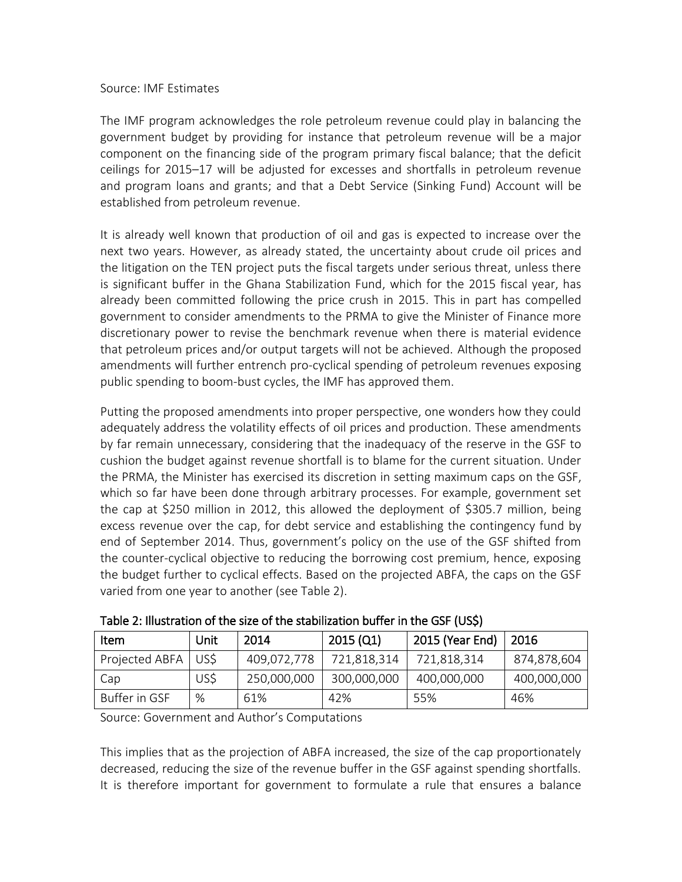Source: IMF Estimates

The IMF program acknowledges the role petroleum revenue could play in balancing the government budget by providing for instance that petroleum revenue will be a major component on the financing side of the program primary fiscal balance; that the deficit ceilings for 2015–17 will be adjusted for excesses and shortfalls in petroleum revenue and program loans and grants; and that a Debt Service (Sinking Fund) Account will be established from petroleum revenue.

It is already well known that production of oil and gas is expected to increase over the next two years. However, as already stated, the uncertainty about crude oil prices and the litigation on the TEN project puts the fiscal targets under serious threat, unless there is significant buffer in the Ghana Stabilization Fund, which for the 2015 fiscal year, has already been committed following the price crush in 2015. This in part has compelled government to consider amendments to the PRMA to give the Minister of Finance more discretionary power to revise the benchmark revenue when there is material evidence that petroleum prices and/or output targets will not be achieved. Although the proposed amendments will further entrench pro-cyclical spending of petroleum revenues exposing public spending to boom-bust cycles, the IMF has approved them.

Putting the proposed amendments into proper perspective, one wonders how they could adequately address the volatility effects of oil prices and production. These amendments by far remain unnecessary, considering that the inadequacy of the reserve in the GSF to cushion the budget against revenue shortfall is to blame for the current situation. Under the PRMA, the Minister has exercised its discretion in setting maximum caps on the GSF, which so far have been done through arbitrary processes. For example, government set the cap at $250 million in 2012, this allowed the deployment of $305.7 million, being excess revenue over the cap, for debt service and establishing the contingency fund by end of September 2014. Thus, government's policy on the use of the GSF shifted from the counter-cyclical objective to reducing the borrowing cost premium, hence, exposing the budget further to cyclical effects. Based on the projected ABFA, the caps on the GSF varied from one year to another (see Table 2).

Table 2: Illustration of the size of the stabilization buffer in the GSF (US$)

| Item | Unit | 2014 | 2015 (Q1) | 2015 (Year End) | 2016 |
|---|---|---|---|---|---|
| Projected ABFA | US$ | 409,072,778 | 721,818,314 | 721,818,314 | 874,878,604 |
| Cap | US$ | 250,000,000 | 300,000,000 | 400,000,000 | 400,000,000 |
| Buffer in GSF | % | 61% | 42% | 55% | 46% |

Source: Government and Author's Computations

This implies that as the projection of ABFA increased, the size of the cap proportionately decreased, reducing the size of the revenue buffer in the GSF against spending shortfalls. It is therefore important for government to formulate a rule that ensures a balance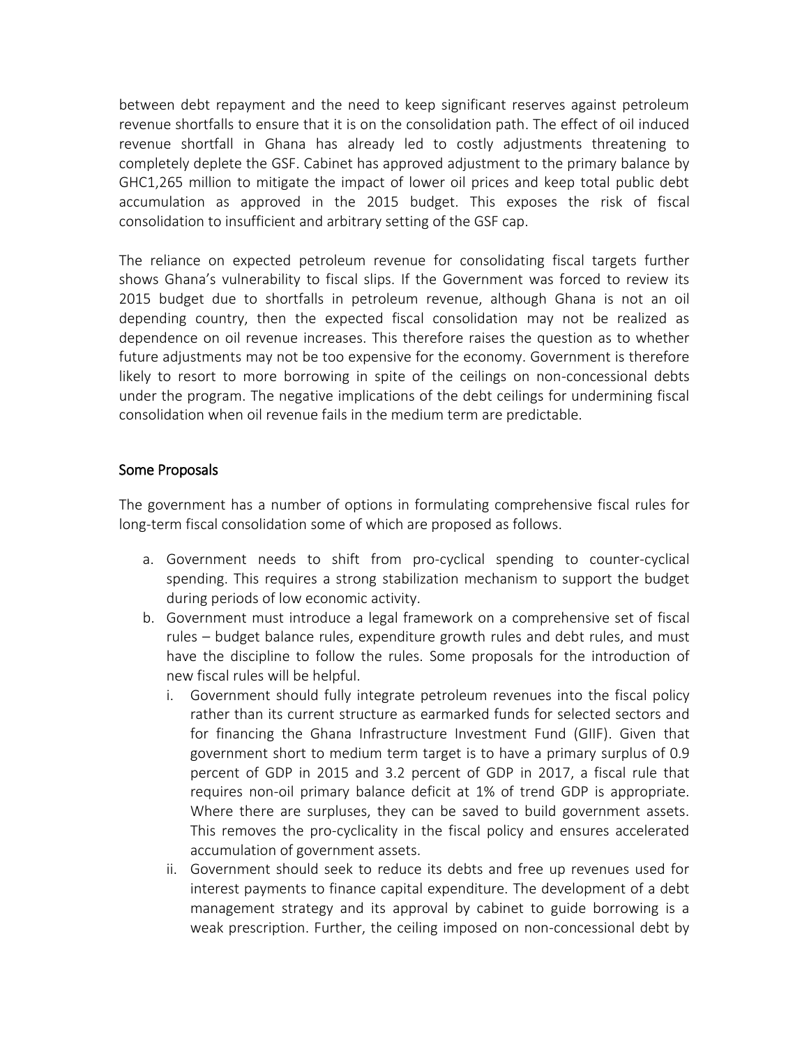between debt repayment and the need to keep significant reserves against petroleum revenue shortfalls to ensure that it is on the consolidation path. The effect of oil induced revenue shortfall in Ghana has already led to costly adjustments threatening to completely deplete the GSF. Cabinet has approved adjustment to the primary balance by GHC1,265 million to mitigate the impact of lower oil prices and keep total public debt accumulation as approved in the 2015 budget. This exposes the risk of fiscal consolidation to insufficient and arbitrary setting of the GSF cap.

The reliance on expected petroleum revenue for consolidating fiscal targets further shows Ghana's vulnerability to fiscal slips. If the Government was forced to review its 2015 budget due to shortfalls in petroleum revenue, although Ghana is not an oil depending country, then the expected fiscal consolidation may not be realized as dependence on oil revenue increases. This therefore raises the question as to whether future adjustments may not be too expensive for the economy. Government is therefore likely to resort to more borrowing in spite of the ceilings on non-concessional debts under the program. The negative implications of the debt ceilings for undermining fiscal consolidation when oil revenue fails in the medium term are predictable.

## Some Proposals

The government has a number of options in formulating comprehensive fiscal rules for long-term fiscal consolidation some of which are proposed as follows.

a. Government needs to shift from pro-cyclical spending to counter-cyclical spending. This requires a strong stabilization mechanism to support the budget during periods of low economic activity.
b. Government must introduce a legal framework on a comprehensive set of fiscal rules – budget balance rules, expenditure growth rules and debt rules, and must have the discipline to follow the rules. Some proposals for the introduction of new fiscal rules will be helpful.
   i. Government should fully integrate petroleum revenues into the fiscal policy rather than its current structure as earmarked funds for selected sectors and for financing the Ghana Infrastructure Investment Fund (GIIF). Given that government short to medium term target is to have a primary surplus of 0.9 percent of GDP in 2015 and 3.2 percent of GDP in 2017, a fiscal rule that requires non-oil primary balance deficit at 1% of trend GDP is appropriate. Where there are surpluses, they can be saved to build government assets. This removes the pro-cyclicality in the fiscal policy and ensures accelerated accumulation of government assets.
   ii. Government should seek to reduce its debts and free up revenues used for interest payments to finance capital expenditure. The development of a debt management strategy and its approval by cabinet to guide borrowing is a weak prescription. Further, the ceiling imposed on non-concessional debt by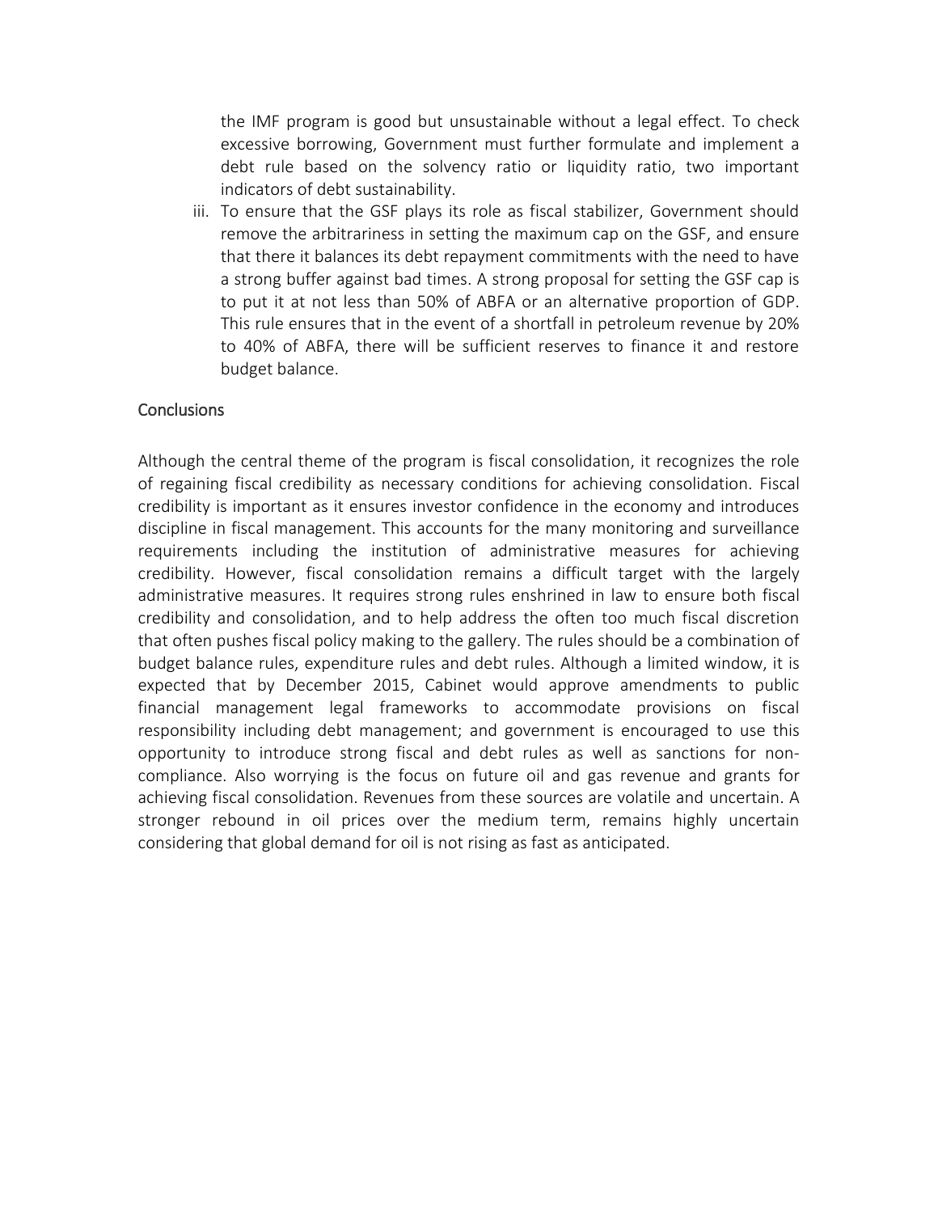the IMF program is good but unsustainable without a legal effect. To check excessive borrowing, Government must further formulate and implement a debt rule based on the solvency ratio or liquidity ratio, two important indicators of debt sustainability.

iii. To ensure that the GSF plays its role as fiscal stabilizer, Government should remove the arbitrariness in setting the maximum cap on the GSF, and ensure that there it balances its debt repayment commitments with the need to have a strong buffer against bad times. A strong proposal for setting the GSF cap is to put it at not less than 50% of ABFA or an alternative proportion of GDP. This rule ensures that in the event of a shortfall in petroleum revenue by 20% to 40% of ABFA, there will be sufficient reserves to finance it and restore budget balance.

## Conclusions

Although the central theme of the program is fiscal consolidation, it recognizes the role of regaining fiscal credibility as necessary conditions for achieving consolidation. Fiscal credibility is important as it ensures investor confidence in the economy and introduces discipline in fiscal management. This accounts for the many monitoring and surveillance requirements including the institution of administrative measures for achieving credibility. However, fiscal consolidation remains a difficult target with the largely administrative measures. It requires strong rules enshrined in law to ensure both fiscal credibility and consolidation, and to help address the often too much fiscal discretion that often pushes fiscal policy making to the gallery. The rules should be a combination of budget balance rules, expenditure rules and debt rules. Although a limited window, it is expected that by December 2015, Cabinet would approve amendments to public financial management legal frameworks to accommodate provisions on fiscal responsibility including debt management; and government is encouraged to use this opportunity to introduce strong fiscal and debt rules as well as sanctions for non-compliance. Also worrying is the focus on future oil and gas revenue and grants for achieving fiscal consolidation. Revenues from these sources are volatile and uncertain. A stronger rebound in oil prices over the medium term, remains highly uncertain considering that global demand for oil is not rising as fast as anticipated.